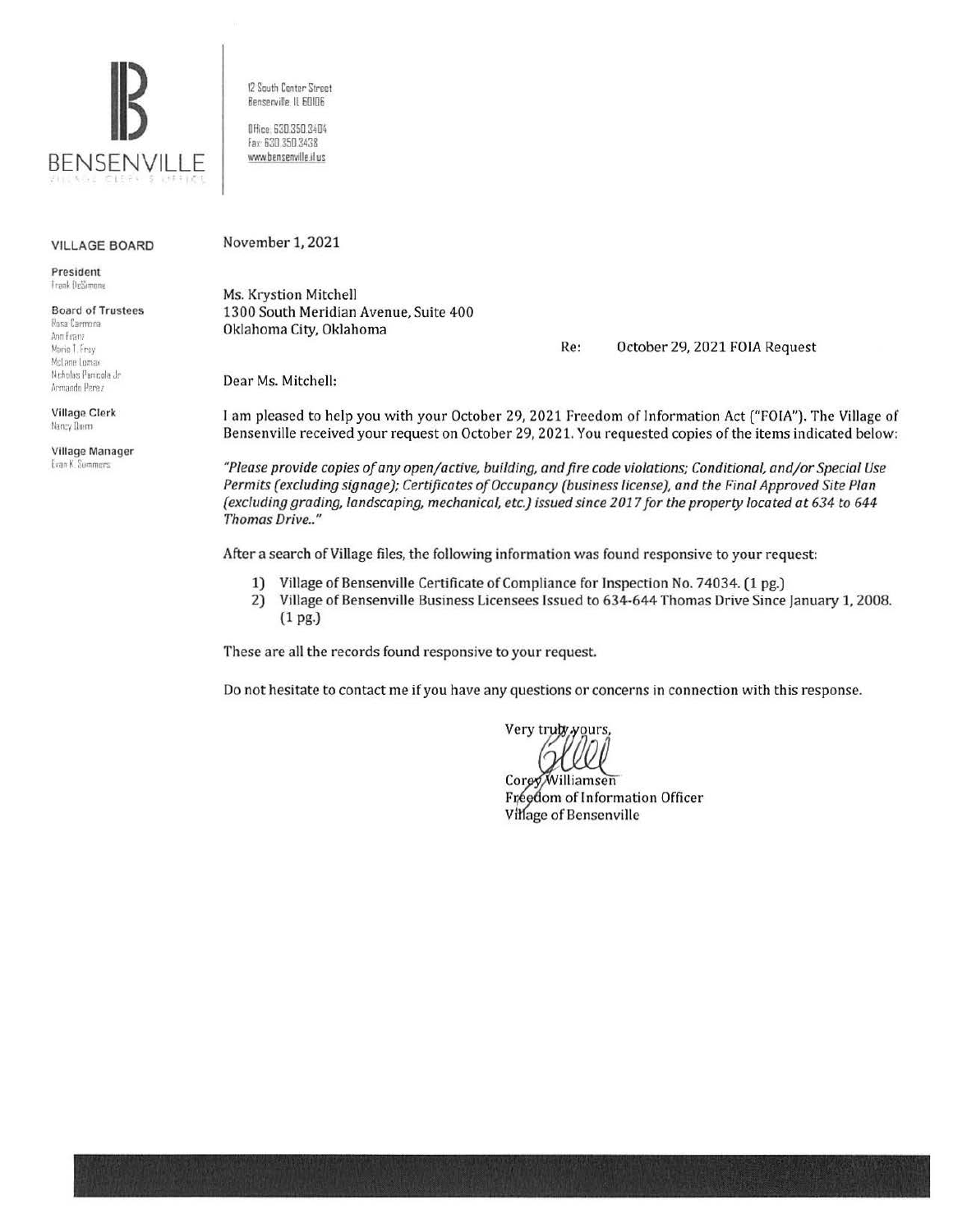# BENSENVILLE

VILLAGE CLERK'S OFFICE

12 South Center Street
Bensenville, IL 60106

Office: 630.350.3404
Fax: 630.350.3438
www.bensenville.il.us

**VILLAGE BOARD**

**President**
Frank DeSimone

**Board of Trustees**
Rosa Carmona
Ann Franz
Marie T. Frey
McLane Lomax
Nicholas Panicola Jr.
Armando Perez

**Village Clerk**
Nancy Dunn

**Village Manager**
Evan K. Summers

November 1, 2021

Ms. Krystion Mitchell
1300 South Meridian Avenue, Suite 400
Oklahoma City, Oklahoma

Re: October 29, 2021 FOIA Request

Dear Ms. Mitchell:

I am pleased to help you with your October 29, 2021 Freedom of Information Act ("FOIA"). The Village of Bensenville received your request on October 29, 2021. You requested copies of the items indicated below:

*"Please provide copies of any open/active, building, and fire code violations; Conditional, and/or Special Use Permits (excluding signage); Certificates of Occupancy (business license), and the Final Approved Site Plan (excluding grading, landscaping, mechanical, etc.) issued since 2017 for the property located at 634 to 644 Thomas Drive.."*

After a search of Village files, the following information was found responsive to your request:

1) Village of Bensenville Certificate of Compliance for Inspection No. 74034. (1 pg.)
2) Village of Bensenville Business Licensees Issued to 634-644 Thomas Drive Since January 1, 2008. (1 pg.)

These are all the records found responsive to your request.

Do not hesitate to contact me if you have any questions or concerns in connection with this response.

Very truly yours,

Corey Williamsen
Freedom of Information Officer
Village of Bensenville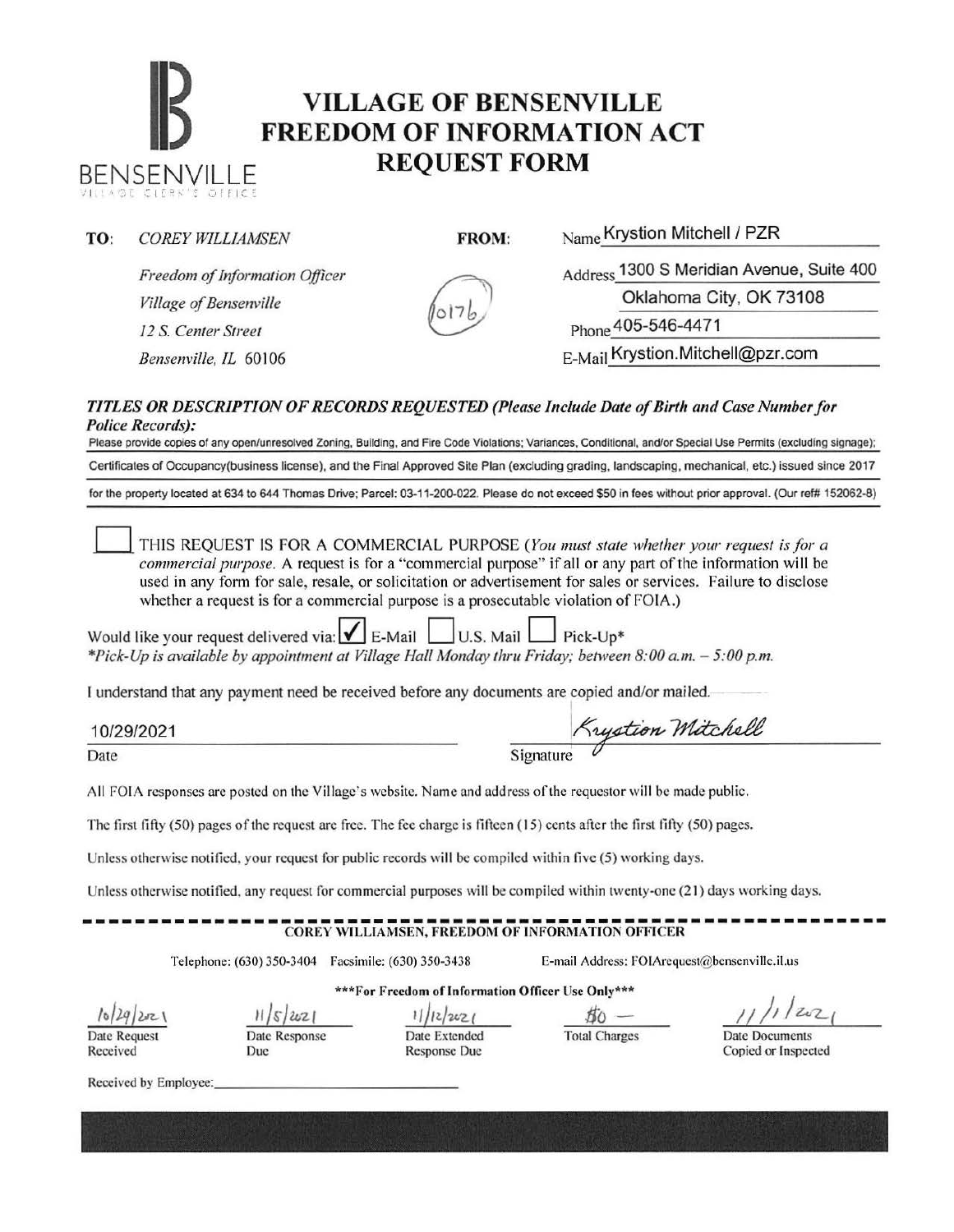# VILLAGE OF BENSENVILLE FREEDOM OF INFORMATION ACT REQUEST FORM

BENSENVILLE
VILLAGE CLERK'S OFFICE

**TO:** *COREY WILLIAMSEN*
*Freedom of Information Officer*
*Village of Bensenville*
*12 S. Center Street*
*Bensenville, IL 60106*

0176

**FROM:**
Name Krystion Mitchell / PZR
Address 1300 S Meridian Avenue, Suite 400
Oklahoma City, OK 73108
Phone 405-546-4471
E-Mail Krystion.Mitchell@pzr.com

***TITLES OR DESCRIPTION OF RECORDS REQUESTED (Please Include Date of Birth and Case Number for Police Records):***

Please provide copies of any open/unresolved Zoning, Building, and Fire Code Violations; Variances, Conditional, and/or Special Use Permits (excluding signage); Certificates of Occupancy(business license), and the Final Approved Site Plan (excluding grading, landscaping, mechanical, etc.) issued since 2017 for the property located at 634 to 644 Thomas Drive; Parcel: 03-11-200-022. Please do not exceed $50 in fees without prior approval. (Our ref# 152062-8)

☐ THIS REQUEST IS FOR A COMMERCIAL PURPOSE (*You must state whether your request is for a commercial purpose.* A request is for a "commercial purpose" if all or any part of the information will be used in any form for sale, resale, or solicitation or advertisement for sales or services. Failure to disclose whether a request is for a commercial purpose is a prosecutable violation of FOIA.)

Would like your request delivered via: ☑ E-Mail ☐ U.S. Mail ☐ Pick-Up*
**Pick-Up is available by appointment at Village Hall Monday thru Friday; between 8:00 a.m. – 5:00 p.m.*

I understand that any payment need be received before any documents are copied and/or mailed.

10/29/2021
Date

Krystion Mitchell
Signature

All FOIA responses are posted on the Village's website. Name and address of the requestor will be made public.

The first fifty (50) pages of the request are free. The fee charge is fifteen (15) cents after the first fifty (50) pages.

Unless otherwise notified, your request for public records will be compiled within five (5) working days.

Unless otherwise notified, any request for commercial purposes will be compiled within twenty-one (21) days working days.

---

**COREY WILLIAMSEN, FREEDOM OF INFORMATION OFFICER**

Telephone: (630) 350-3404 Facsimile: (630) 350-3438 E-mail Address: FOIArequest@bensenville.il.us

\*\*\*For Freedom of Information Officer Use Only\*\*\*

| 10/29/2021 | 11/5/2021 | 11/12/2021 | $0 — | 11/1/2021 |
|---|---|---|---|---|
| Date Request Received | Date Response Due | Date Extended Response Due | Total Charges | Date Documents Copied or Inspected |

Received by Employee: ____________________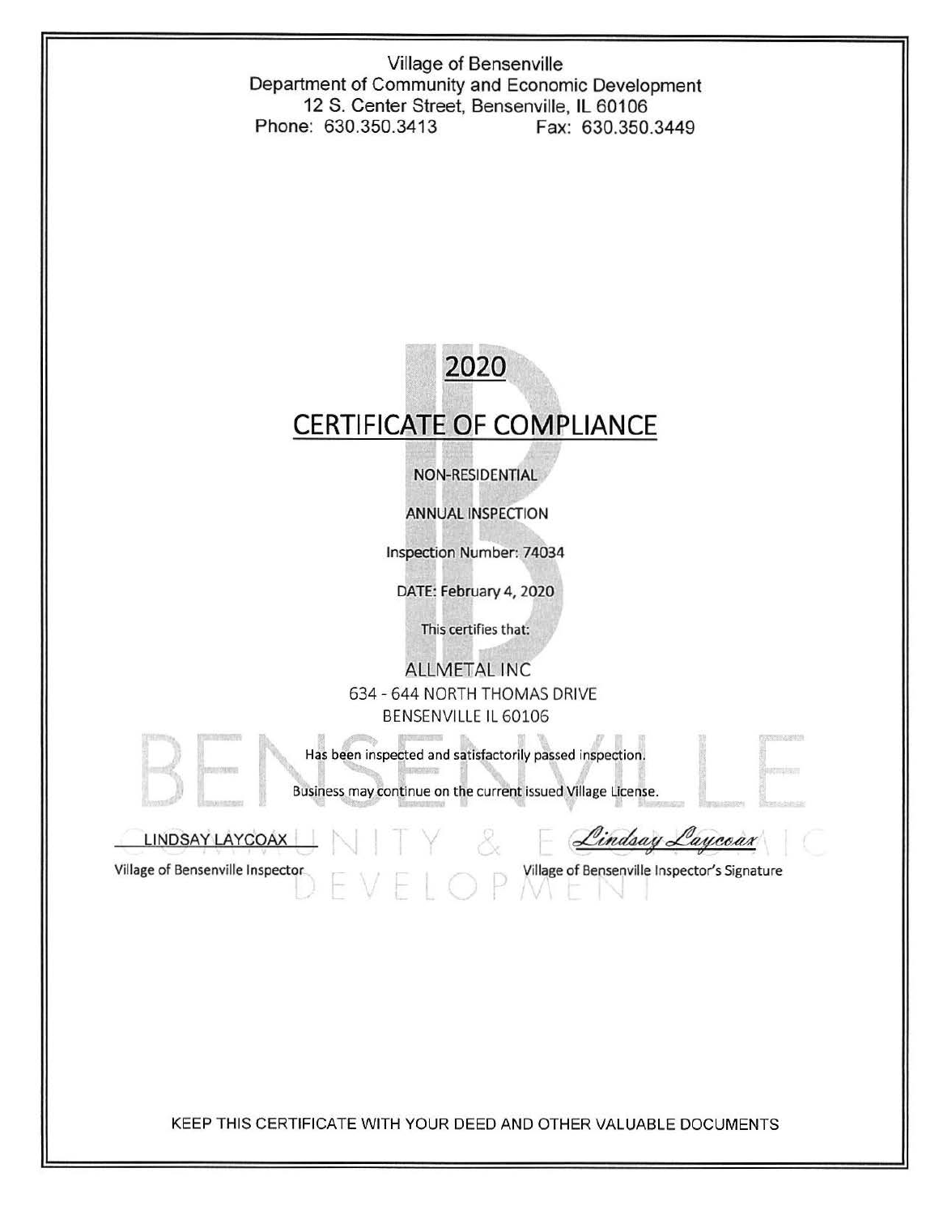Village of Bensenville
Department of Community and Economic Development
12 S. Center Street, Bensenville, IL 60106
Phone: 630.350.3413 Fax: 630.350.3449

# 2020

# CERTIFICATE OF COMPLIANCE

NON-RESIDENTIAL

ANNUAL INSPECTION

Inspection Number: 74034

DATE: February 4, 2020

This certifies that:

ALLMETAL INC
634 - 644 NORTH THOMAS DRIVE
BENSENVILLE IL 60106

Has been inspected and satisfactorily passed inspection.

Business may continue on the current issued Village License.

LINDSAY LAYCOAX — Village of Bensenville Inspector

*Lindsay Laycoax* — Village of Bensenville Inspector's Signature

KEEP THIS CERTIFICATE WITH YOUR DEED AND OTHER VALUABLE DOCUMENTS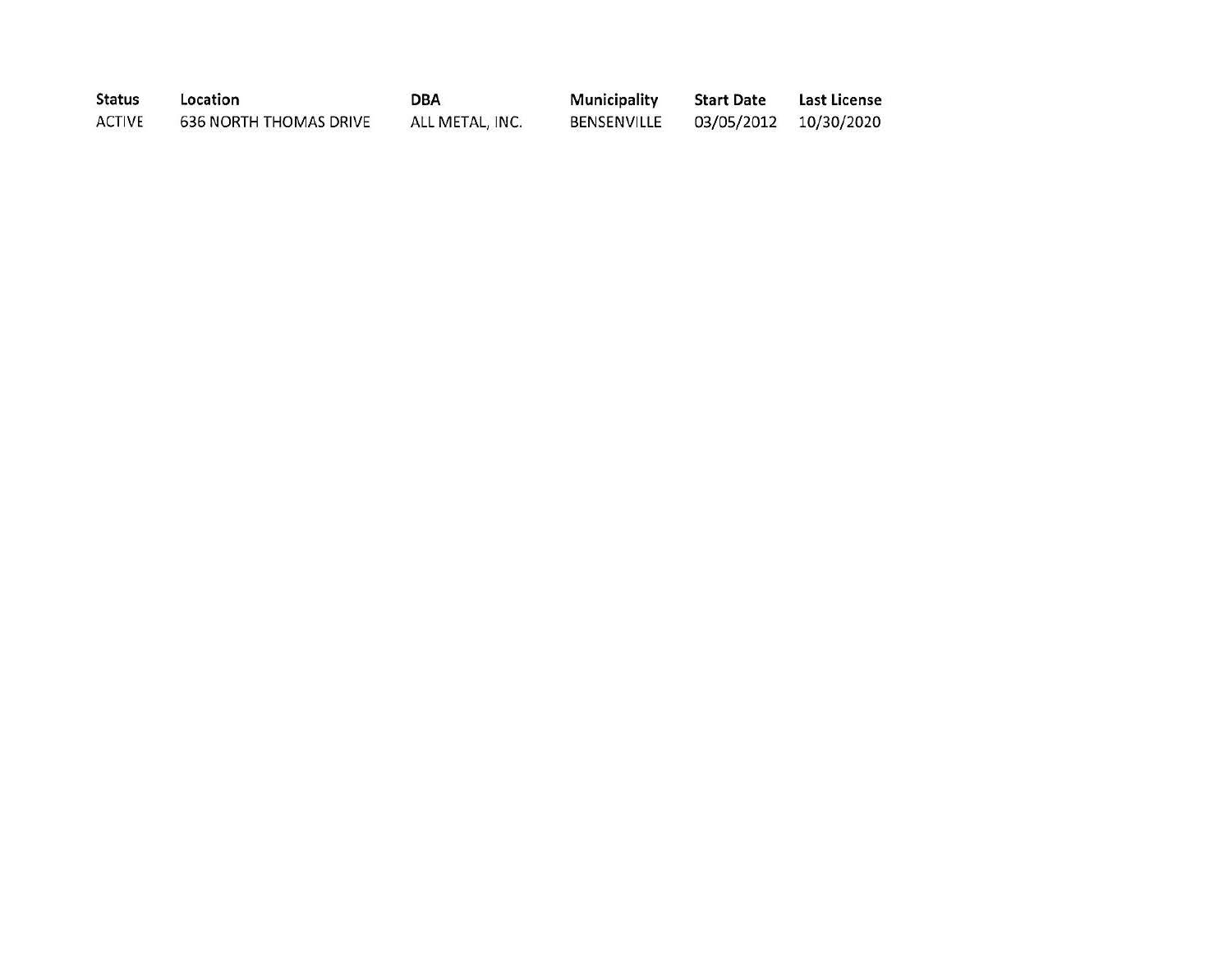| Status | Location | DBA | Municipality | Start Date | Last License |
|---|---|---|---|---|---|
| ACTIVE | 636 NORTH THOMAS DRIVE | ALL METAL, INC. | BENSENVILLE | 03/05/2012 | 10/30/2020 |